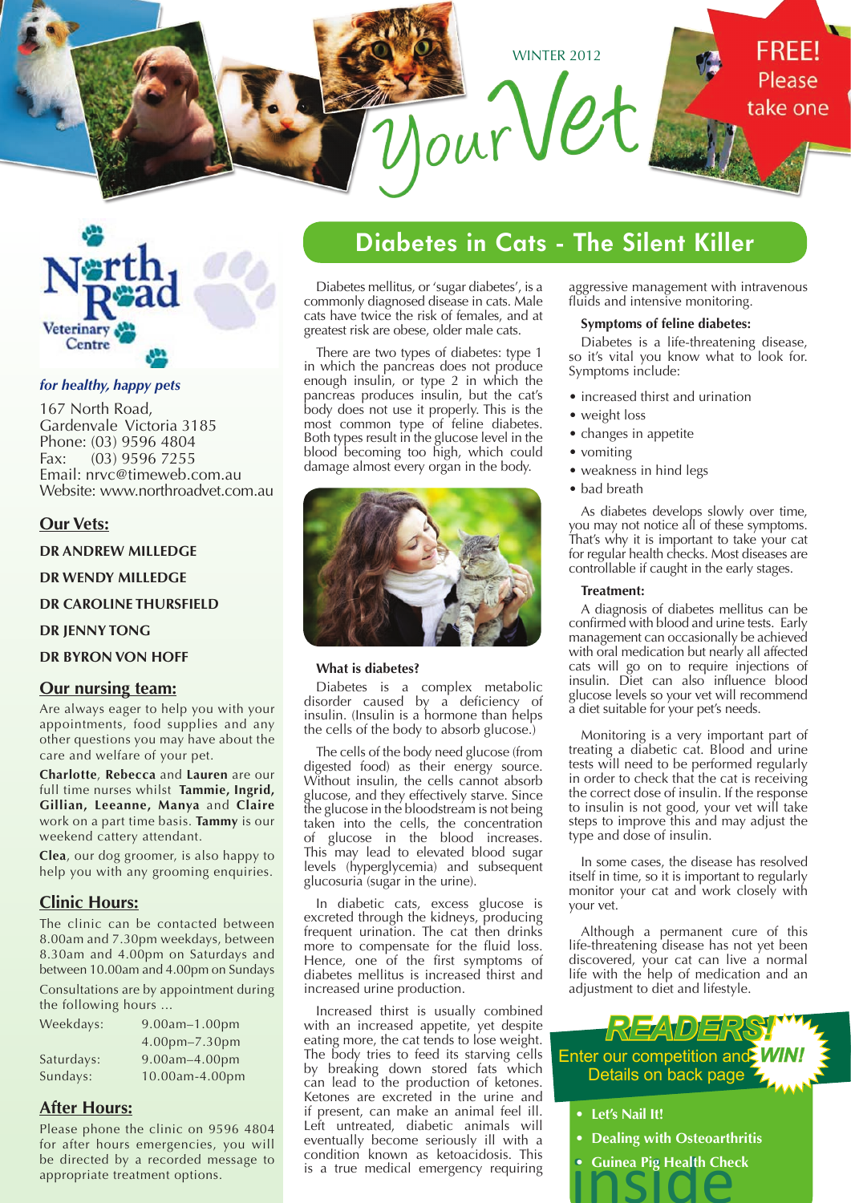WINTER 2012

# Your Vet

FREE! Please take one

**North Road Veterinary Centre**

*for healthy, happy pets*

167 North Road,
Gardenvale Victoria 3185
Phone: (03) 9596 4804
Fax: (03) 9596 7255
Email: nrvc@timeweb.com.au
Website: www.northroadvet.com.au

## Our Vets:

**DR ANDREW MILLEDGE**

**DR WENDY MILLEDGE**

**DR CAROLINE THURSFIELD**

**DR JENNY TONG**

**DR BYRON VON HOFF**

## Our nursing team:

Are always eager to help you with your appointments, food supplies and any other questions you may have about the care and welfare of your pet.

**Charlotte**, **Rebecca** and **Lauren** are our full time nurses whilst **Tammie, Ingrid, Gillian, Leeanne, Manya** and **Claire** work on a part time basis. **Tammy** is our weekend cattery attendant.

**Clea**, our dog groomer, is also happy to help you with any grooming enquiries.

## Clinic Hours:

The clinic can be contacted between 8.00am and 7.30pm weekdays, between 8.30am and 4.00pm on Saturdays and between 10.00am and 4.00pm on Sundays

Consultations are by appointment during the following hours ...

| | |
|---|---|
| Weekdays: | 9.00am–1.00pm |
| | 4.00pm–7.30pm |
| Saturdays: | 9.00am–4.00pm |
| Sundays: | 10.00am-4.00pm |

## After Hours:

Please phone the clinic on 9596 4804 for after hours emergencies, you will be directed by a recorded message to appropriate treatment options.

# Diabetes in Cats - The Silent Killer

Diabetes mellitus, or 'sugar diabetes', is a commonly diagnosed disease in cats. Male cats have twice the risk of females, and at greatest risk are obese, older male cats.

There are two types of diabetes: type 1 in which the pancreas does not produce enough insulin, or type 2 in which the pancreas produces insulin, but the cat's body does not use it properly. This is the most common type of feline diabetes. Both types result in the glucose level in the blood becoming too high, which could damage almost every organ in the body.

### What is diabetes?

Diabetes is a complex metabolic disorder caused by a deficiency of insulin. (Insulin is a hormone than helps the cells of the body to absorb glucose.)

The cells of the body need glucose (from digested food) as their energy source. Without insulin, the cells cannot absorb glucose, and they effectively starve. Since the glucose in the bloodstream is not being taken into the cells, the concentration of glucose in the blood increases. This may lead to elevated blood sugar levels (hyperglycemia) and subsequent glucosuria (sugar in the urine).

In diabetic cats, excess glucose is excreted through the kidneys, producing frequent urination. The cat then drinks more to compensate for the fluid loss. Hence, one of the first symptoms of diabetes mellitus is increased thirst and increased urine production.

Increased thirst is usually combined with an increased appetite, yet despite eating more, the cat tends to lose weight. The body tries to feed its starving cells by breaking down stored fats which can lead to the production of ketones. Ketones are excreted in the urine and if present, can make an animal feel ill. Left untreated, diabetic animals will eventually become seriously ill with a condition known as ketoacidosis. This is a true medical emergency requiring aggressive management with intravenous fluids and intensive monitoring.

### Symptoms of feline diabetes:

Diabetes is a life-threatening disease, so it's vital you know what to look for. Symptoms include:

- increased thirst and urination
- weight loss
- changes in appetite
- vomiting
- weakness in hind legs
- bad breath

As diabetes develops slowly over time, you may not notice all of these symptoms. That's why it is important to take your cat for regular health checks. Most diseases are controllable if caught in the early stages.

### Treatment:

A diagnosis of diabetes mellitus can be confirmed with blood and urine tests. Early management can occasionally be achieved with oral medication but nearly all affected cats will go on to require injections of insulin. Diet can also influence blood glucose levels so your vet will recommend a diet suitable for your pet's needs.

Monitoring is a very important part of treating a diabetic cat. Blood and urine tests will need to be performed regularly in order to check that the cat is receiving the correct dose of insulin. If the response to insulin is not good, your vet will take steps to improve this and may adjust the type and dose of insulin.

In some cases, the disease has resolved itself in time, so it is important to regularly monitor your cat and work closely with your vet.

Although a permanent cure of this life-threatening disease has not yet been discovered, your cat can live a normal life with the help of medication and an adjustment to diet and lifestyle.

**READERS!** Enter our competition and **WIN!** Details on back page

## inside

- **Let's Nail It!**
- **Dealing with Osteoarthritis**
- **Guinea Pig Health Check**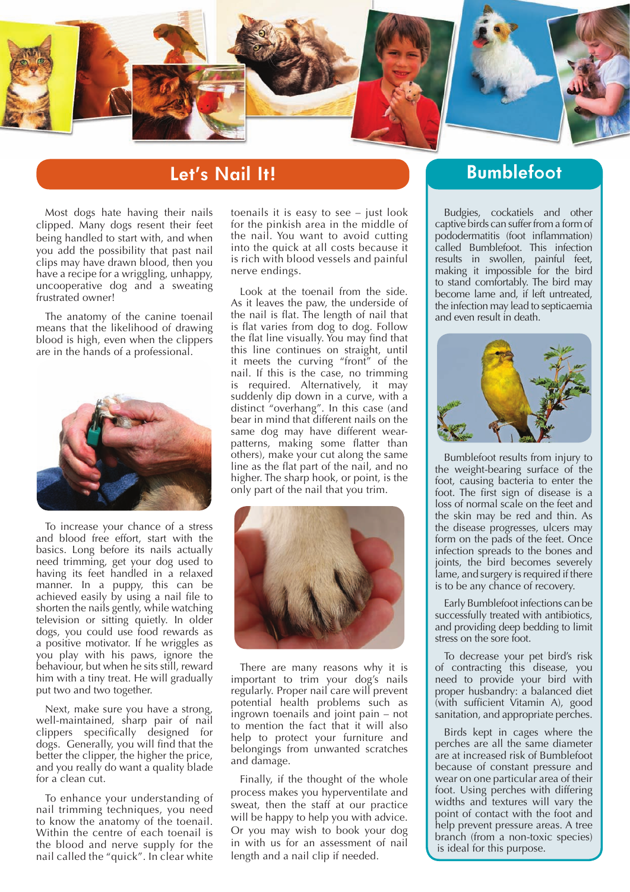## Let's Nail It!

Most dogs hate having their nails clipped. Many dogs resent their feet being handled to start with, and when you add the possibility that past nail clips may have drawn blood, then you have a recipe for a wriggling, unhappy, uncooperative dog and a sweating frustrated owner!

The anatomy of the canine toenail means that the likelihood of drawing blood is high, even when the clippers are in the hands of a professional.

To increase your chance of a stress and blood free effort, start with the basics. Long before its nails actually need trimming, get your dog used to having its feet handled in a relaxed manner. In a puppy, this can be achieved easily by using a nail file to shorten the nails gently, while watching television or sitting quietly. In older dogs, you could use food rewards as a positive motivator. If he wriggles as you play with his paws, ignore the behaviour, but when he sits still, reward him with a tiny treat. He will gradually put two and two together.

Next, make sure you have a strong, well-maintained, sharp pair of nail clippers specifically designed for dogs. Generally, you will find that the better the clipper, the higher the price, and you really do want a quality blade for a clean cut.

To enhance your understanding of nail trimming techniques, you need to know the anatomy of the toenail. Within the centre of each toenail is the blood and nerve supply for the nail called the "quick". In clear white toenails it is easy to see – just look for the pinkish area in the middle of the nail. You want to avoid cutting into the quick at all costs because it is rich with blood vessels and painful nerve endings.

Look at the toenail from the side. As it leaves the paw, the underside of the nail is flat. The length of nail that is flat varies from dog to dog. Follow the flat line visually. You may find that this line continues on straight, until it meets the curving "front" of the nail. If this is the case, no trimming is required. Alternatively, it may suddenly dip down in a curve, with a distinct "overhang". In this case (and bear in mind that different nails on the same dog may have different wear-patterns, making some flatter than others), make your cut along the same line as the flat part of the nail, and no higher. The sharp hook, or point, is the only part of the nail that you trim.

There are many reasons why it is important to trim your dog's nails regularly. Proper nail care will prevent potential health problems such as ingrown toenails and joint pain – not to mention the fact that it will also help to protect your furniture and belongings from unwanted scratches and damage.

Finally, if the thought of the whole process makes you hyperventilate and sweat, then the staff at our practice will be happy to help you with advice. Or you may wish to book your dog in with us for an assessment of nail length and a nail clip if needed.

## Bumblefoot

Budgies, cockatiels and other captive birds can suffer from a form of pododermatitis (foot inflammation) called Bumblefoot. This infection results in swollen, painful feet, making it impossible for the bird to stand comfortably. The bird may become lame and, if left untreated, the infection may lead to septicaemia and even result in death.

Bumblefoot results from injury to the weight-bearing surface of the foot, causing bacteria to enter the foot. The first sign of disease is a loss of normal scale on the feet and the skin may be red and thin. As the disease progresses, ulcers may form on the pads of the feet. Once infection spreads to the bones and joints, the bird becomes severely lame, and surgery is required if there is to be any chance of recovery.

Early Bumblefoot infections can be successfully treated with antibiotics, and providing deep bedding to limit stress on the sore foot.

To decrease your pet bird's risk of contracting this disease, you need to provide your bird with proper husbandry: a balanced diet (with sufficient Vitamin A), good sanitation, and appropriate perches.

Birds kept in cages where the perches are all the same diameter are at increased risk of Bumblefoot because of constant pressure and wear on one particular area of their foot. Using perches with differing widths and textures will vary the point of contact with the foot and help prevent pressure areas. A tree branch (from a non-toxic species) is ideal for this purpose.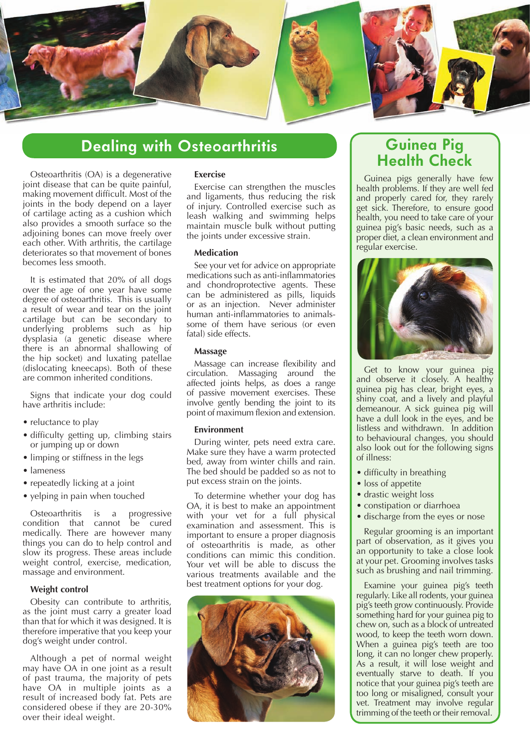## Dealing with Osteoarthritis

Osteoarthritis (OA) is a degenerative joint disease that can be quite painful, making movement difficult. Most of the joints in the body depend on a layer of cartilage acting as a cushion which also provides a smooth surface so the adjoining bones can move freely over each other. With arthritis, the cartilage deteriorates so that movement of bones becomes less smooth.

It is estimated that 20% of all dogs over the age of one year have some degree of osteoarthritis. This is usually a result of wear and tear on the joint cartilage but can be secondary to underlying problems such as hip dysplasia (a genetic disease where there is an abnormal shallowing of the hip socket) and luxating patellae (dislocating kneecaps). Both of these are common inherited conditions.

Signs that indicate your dog could have arthritis include:

- reluctance to play
- difficulty getting up, climbing stairs or jumping up or down
- limping or stiffness in the legs
- lameness
- repeatedly licking at a joint
- yelping in pain when touched

Osteoarthritis is a progressive condition that cannot be cured medically. There are however many things you can do to help control and slow its progress. These areas include weight control, exercise, medication, massage and environment.

### Weight control

Obesity can contribute to arthritis, as the joint must carry a greater load than that for which it was designed. It is therefore imperative that you keep your dog's weight under control.

Although a pet of normal weight may have OA in one joint as a result of past trauma, the majority of pets have OA in multiple joints as a result of increased body fat. Pets are considered obese if they are 20-30% over their ideal weight.

### Exercise

Exercise can strengthen the muscles and ligaments, thus reducing the risk of injury. Controlled exercise such as leash walking and swimming helps maintain muscle bulk without putting the joints under excessive strain.

### Medication

See your vet for advice on appropriate medications such as anti-inflammatories and chondroprotective agents. These can be administered as pills, liquids or as an injection. Never administer human anti-inflammatories to animals- some of them have serious (or even fatal) side effects.

### Massage

Massage can increase flexibility and circulation. Massaging around the affected joints helps, as does a range of passive movement exercises. These involve gently bending the joint to its point of maximum flexion and extension.

### Environment

During winter, pets need extra care. Make sure they have a warm protected bed, away from winter chills and rain. The bed should be padded so as not to put excess strain on the joints.

To determine whether your dog has OA, it is best to make an appointment with your vet for a full physical examination and assessment. This is important to ensure a proper diagnosis of osteoarthritis is made, as other conditions can mimic this condition. Your vet will be able to discuss the various treatments available and the best treatment options for your dog.

## Guinea Pig Health Check

Guinea pigs generally have few health problems. If they are well fed and properly cared for, they rarely get sick. Therefore, to ensure good health, you need to take care of your guinea pig's basic needs, such as a proper diet, a clean environment and regular exercise.

Get to know your guinea pig and observe it closely. A healthy guinea pig has clear, bright eyes, a shiny coat, and a lively and playful demeanour. A sick guinea pig will have a dull look in the eyes, and be listless and withdrawn. In addition to behavioural changes, you should also look out for the following signs of illness:

- difficulty in breathing
- loss of appetite
- drastic weight loss
- constipation or diarrhoea
- discharge from the eyes or nose

Regular grooming is an important part of observation, as it gives you an opportunity to take a close look at your pet. Grooming involves tasks such as brushing and nail trimming.

Examine your guinea pig's teeth regularly. Like all rodents, your guinea pig's teeth grow continuously. Provide something hard for your guinea pig to chew on, such as a block of untreated wood, to keep the teeth worn down. When a guinea pig's teeth are too long, it can no longer chew properly. As a result, it will lose weight and eventually starve to death. If you notice that your guinea pig's teeth are too long or misaligned, consult your vet. Treatment may involve regular trimming of the teeth or their removal.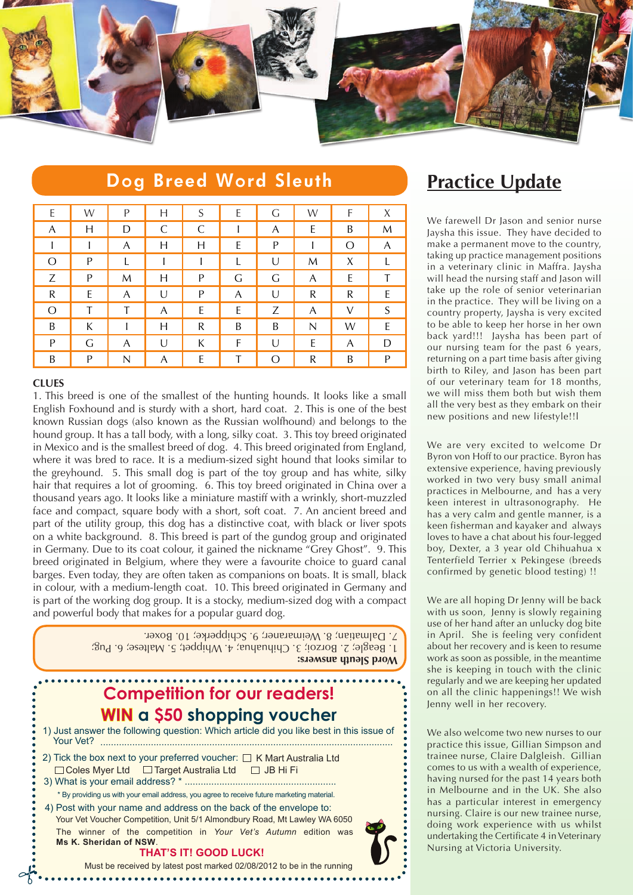## Dog Breed Word Sleuth

| | | | | | | | | | |
|---|---|---|---|---|---|---|---|---|---|
| E | W | P | H | S | E | G | W | F | X |
| A | H | D | C | C | I | A | E | B | M |
| I | I | A | H | H | E | P | I | O | A |
| O | P | L | I | I | L | U | M | X | L |
| Z | P | M | H | P | G | G | A | E | T |
| R | E | A | U | P | A | U | R | R | E |
| O | T | T | A | E | E | Z | A | V | S |
| B | K | I | H | R | B | B | N | W | E |
| P | G | A | U | K | F | U | E | A | D |
| B | P | N | A | E | T | O | R | B | P |

**CLUES**

1. This breed is one of the smallest of the hunting hounds. It looks like a small English Foxhound and is sturdy with a short, hard coat. 2. This is one of the best known Russian dogs (also known as the Russian wolfhound) and belongs to the hound group. It has a tall body, with a long, silky coat. 3. This toy breed originated in Mexico and is the smallest breed of dog. 4. This breed originated from England, where it was bred to race. It is a medium-sized sight hound that looks similar to the greyhound. 5. This small dog is part of the toy group and has white, silky hair that requires a lot of grooming. 6. This toy breed originated in China over a thousand years ago. It looks like a miniature mastiff with a wrinkly, short-muzzled face and compact, square body with a short, soft coat. 7. An ancient breed and part of the utility group, this dog has a distinctive coat, with black or liver spots on a white background. 8. This breed is part of the gundog group and originated in Germany. Due to its coat colour, it gained the nickname "Grey Ghost". 9. This breed originated in Belgium, where they were a favourite choice to guard canal barges. Even today, they are often taken as companions on boats. It is small, black in colour, with a medium-length coat. 10. This breed originated in Germany and is part of the working dog group. It is a stocky, medium-sized dog with a compact and powerful body that makes for a popular guard dog.

**Word Sleuth answers:**
1. Beagle; 2. Borzoi; 3. Chihuahua; 4. Whippet; 5. Maltese; 6. Pug; 7. Dalmatian; 8. Weimaraner; 9. Schipperke; 10. Boxer.

## Competition for our readers!

## WIN a $50 shopping voucher

1) Just answer the following question: Which article did you like best in this issue of Your Vet? ..........................................................................................................

2) Tick the box next to your preferred voucher: ☐ K Mart Australia Ltd ☐ Coles Myer Ltd ☐ Target Australia Ltd ☐ JB Hi Fi

3) What is your email address? * ........................................................

\* By providing us with your email address, you agree to receive future marketing material.

4) Post with your name and address on the back of the envelope to:
Your Vet Voucher Competition, Unit 5/1 Almondbury Road, Mt Lawley WA 6050

The winner of the competition in *Your Vet's Autumn* edition was **Ms K. Sheridan of NSW**.

**THAT'S IT! GOOD LUCK!**

Must be received by latest post marked 02/08/2012 to be in the running

## Practice Update

We farewell Dr Jason and senior nurse Jaysha this issue. They have decided to make a permanent move to the country, taking up practice management positions in a veterinary clinic in Maffra. Jaysha will head the nursing staff and Jason will take up the role of senior veterinarian in the practice. They will be living on a country property, Jaysha is very excited to be able to keep her horse in her own back yard!!! Jaysha has been part of our nursing team for the past 6 years, returning on a part time basis after giving birth to Riley, and Jason has been part of our veterinary team for 18 months, we will miss them both but wish them all the very best as they embark on their new positions and new lifestyle!!!

We are very excited to welcome Dr Byron von Hoff to our practice. Byron has extensive experience, having previously worked in two very busy small animal practices in Melbourne, and has a very keen interest in ultrasonography. He has a very calm and gentle manner, is a keen fisherman and kayaker and always loves to have a chat about his four-legged boy, Dexter, a 3 year old Chihuahua x Tenterfield Terrier x Pekingese (breeds confirmed by genetic blood testing) !!

We are all hoping Dr Jenny will be back with us soon, Jenny is slowly regaining use of her hand after an unlucky dog bite in April. She is feeling very confident about her recovery and is keen to resume work as soon as possible, in the meantime she is keeping in touch with the clinic regularly and we are keeping her updated on all the clinic happenings!! We wish Jenny well in her recovery.

We also welcome two new nurses to our practice this issue, Gillian Simpson and trainee nurse, Claire Dalgleish. Gillian comes to us with a wealth of experience, having nursed for the past 14 years both in Melbourne and in the UK. She also has a particular interest in emergency nursing. Claire is our new trainee nurse, doing work experience with us whilst undertaking the Certificate 4 in Veterinary Nursing at Victoria University.